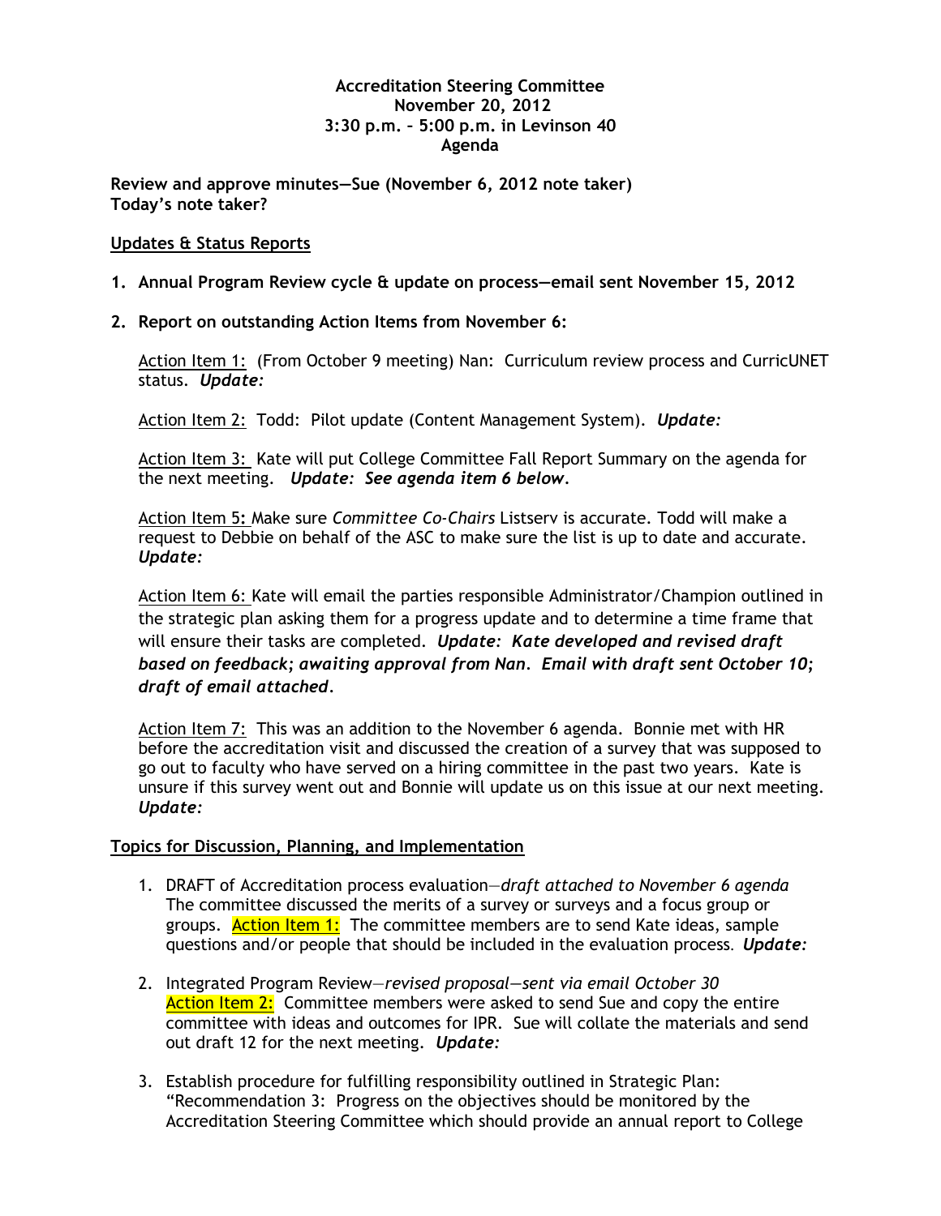**Accreditation Steering Committee**
**November 20, 2012**
**3:30 p.m. – 5:00 p.m. in Levinson 40**
**Agenda**

**Review and approve minutes—Sue (November 6, 2012 note taker)**
**Today's note taker?**

**Updates & Status Reports**

1. **Annual Program Review cycle & update on process—email sent November 15, 2012**

2. **Report on outstanding Action Items from November 6:**

   Action Item 1: (From October 9 meeting) Nan: Curriculum review process and CurricUNET status. ***Update:***

   Action Item 2: Todd: Pilot update (Content Management System). ***Update:***

   Action Item 3: Kate will put College Committee Fall Report Summary on the agenda for the next meeting. ***Update: See agenda item 6 below.***

   Action Item 5**:** Make sure *Committee Co-Chairs* Listserv is accurate. Todd will make a request to Debbie on behalf of the ASC to make sure the list is up to date and accurate. ***Update:***

   Action Item 6: Kate will email the parties responsible Administrator/Champion outlined in the strategic plan asking them for a progress update and to determine a time frame that will ensure their tasks are completed. ***Update: Kate developed and revised draft based on feedback; awaiting approval from Nan. Email with draft sent October 10; draft of email attached.***

   Action Item 7: This was an addition to the November 6 agenda. Bonnie met with HR before the accreditation visit and discussed the creation of a survey that was supposed to go out to faculty who have served on a hiring committee in the past two years. Kate is unsure if this survey went out and Bonnie will update us on this issue at our next meeting. ***Update:***

**Topics for Discussion, Planning, and Implementation**

1. DRAFT of Accreditation process evaluation—*draft attached to November 6 agenda*
   The committee discussed the merits of a survey or surveys and a focus group or groups. Action Item 1: The committee members are to send Kate ideas, sample questions and/or people that should be included in the evaluation process. ***Update:***

2. Integrated Program Review—*revised proposal—sent via email October 30*
   Action Item 2: Committee members were asked to send Sue and copy the entire committee with ideas and outcomes for IPR. Sue will collate the materials and send out draft 12 for the next meeting. ***Update:***

3. Establish procedure for fulfilling responsibility outlined in Strategic Plan: "Recommendation 3: Progress on the objectives should be monitored by the Accreditation Steering Committee which should provide an annual report to College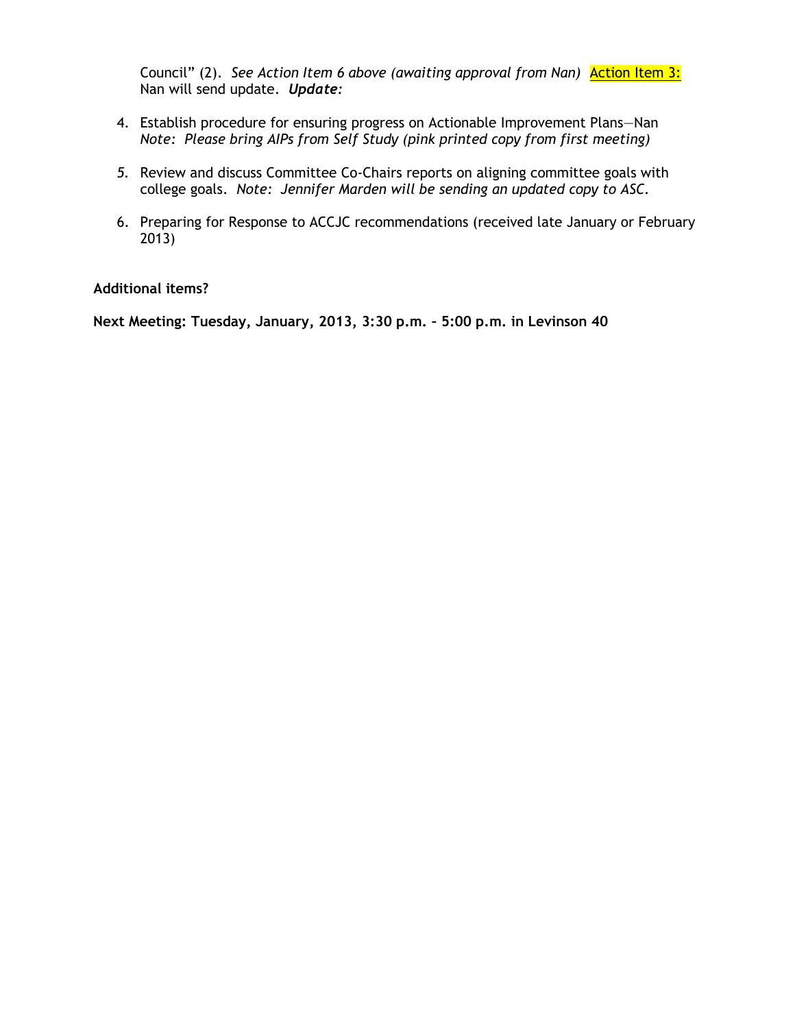Council" (2). *See Action Item 6 above (awaiting approval from Nan)* Action Item 3: Nan will send update. ***Update:***

4. Establish procedure for ensuring progress on Actionable Improvement Plans—Nan *Note: Please bring AIPs from Self Study (pink printed copy from first meeting)*

5. Review and discuss Committee Co-Chairs reports on aligning committee goals with college goals. *Note: Jennifer Marden will be sending an updated copy to ASC.*

6. Preparing for Response to ACCJC recommendations (received late January or February 2013)

**Additional items?**

**Next Meeting: Tuesday, January, 2013, 3:30 p.m. – 5:00 p.m. in Levinson 40**